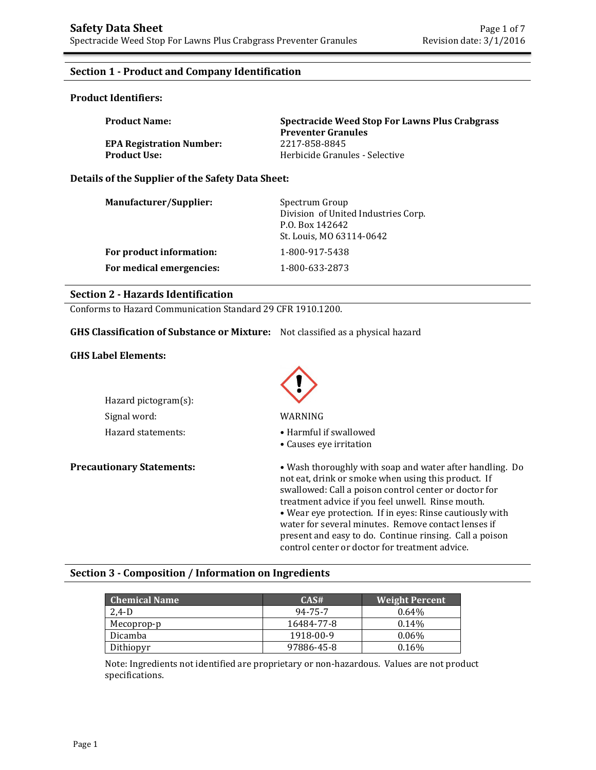# Safety Data Sheet

Spectracide Weed Stop For Lawns Plus Crabgrass Preventer Granules

## Section 1 - Product and Company Identification

### Product Identifiers:

**Product Name:** **Spectracide Weed Stop For Lawns Plus Crabgrass Preventer Granules**

**EPA Registration Number:** 2217-858-8845

**Product Use:** Herbicide Granules - Selective

### Details of the Supplier of the Safety Data Sheet:

**Manufacturer/Supplier:**
Spectrum Group
Division of United Industries Corp.
P.O. Box 142642
St. Louis, MO 63114-0642

**For product information:** 1-800-917-5438

**For medical emergencies:** 1-800-633-2873

## Section 2 - Hazards Identification

Conforms to Hazard Communication Standard 29 CFR 1910.1200.

**GHS Classification of Substance or Mixture:** Not classified as a physical hazard

### GHS Label Elements:

Hazard pictogram(s):

Signal word: WARNING

Hazard statements:

- Harmful if swallowed
- Causes eye irritation

**Precautionary Statements:**

- Wash thoroughly with soap and water after handling. Do not eat, drink or smoke when using this product. If swallowed: Call a poison control center or doctor for treatment advice if you feel unwell. Rinse mouth.
- Wear eye protection. If in eyes: Rinse cautiously with water for several minutes. Remove contact lenses if present and easy to do. Continue rinsing. Call a poison control center or doctor for treatment advice.

## Section 3 - Composition / Information on Ingredients

| Chemical Name | CAS# | Weight Percent |
| --- | --- | --- |
| 2,4-D | 94-75-7 | 0.64% |
| Mecoprop-p | 16484-77-8 | 0.14% |
| Dicamba | 1918-00-9 | 0.06% |
| Dithiopyr | 97886-45-8 | 0.16% |

Note: Ingredients not identified are proprietary or non-hazardous. Values are not product specifications.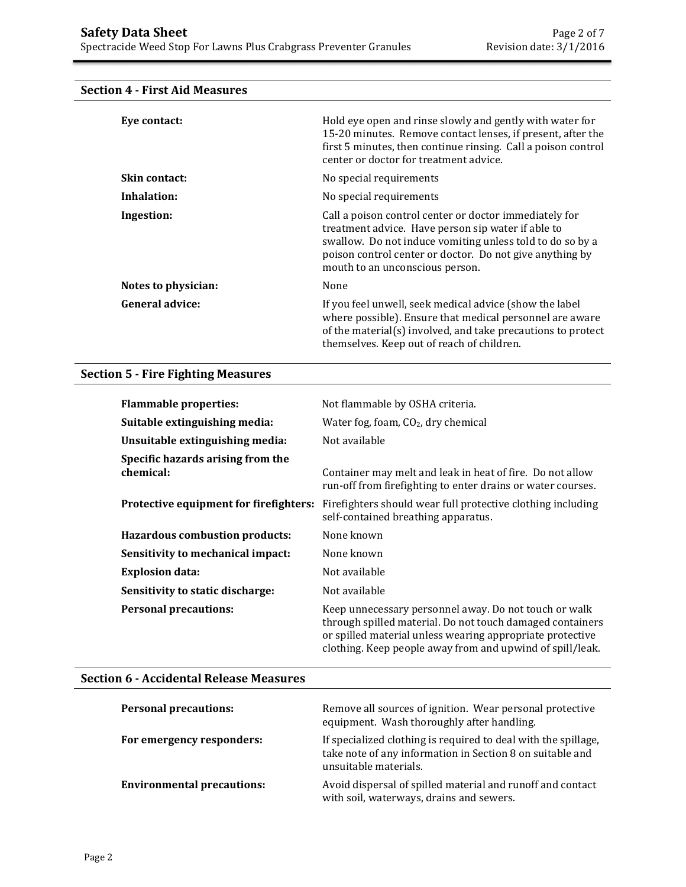## Section 4 - First Aid Measures

| | |
|---|---|
| **Eye contact:** | Hold eye open and rinse slowly and gently with water for 15-20 minutes. Remove contact lenses, if present, after the first 5 minutes, then continue rinsing. Call a poison control center or doctor for treatment advice. |
| **Skin contact:** | No special requirements |
| **Inhalation:** | No special requirements |
| **Ingestion:** | Call a poison control center or doctor immediately for treatment advice. Have person sip water if able to swallow. Do not induce vomiting unless told to do so by a poison control center or doctor. Do not give anything by mouth to an unconscious person. |
| **Notes to physician:** | None |
| **General advice:** | If you feel unwell, seek medical advice (show the label where possible). Ensure that medical personnel are aware of the material(s) involved, and take precautions to protect themselves. Keep out of reach of children. |

## Section 5 - Fire Fighting Measures

| | |
|---|---|
| **Flammable properties:** | Not flammable by OSHA criteria. |
| **Suitable extinguishing media:** | Water fog, foam, $CO_2$, dry chemical |
| **Unsuitable extinguishing media:** | Not available |
| **Specific hazards arising from the chemical:** | Container may melt and leak in heat of fire. Do not allow run-off from firefighting to enter drains or water courses. |
| **Protective equipment for firefighters:** | Firefighters should wear full protective clothing including self-contained breathing apparatus. |
| **Hazardous combustion products:** | None known |
| **Sensitivity to mechanical impact:** | None known |
| **Explosion data:** | Not available |
| **Sensitivity to static discharge:** | Not available |
| **Personal precautions:** | Keep unnecessary personnel away. Do not touch or walk through spilled material. Do not touch damaged containers or spilled material unless wearing appropriate protective clothing. Keep people away from and upwind of spill/leak. |

## Section 6 - Accidental Release Measures

| | |
|---|---|
| **Personal precautions:** | Remove all sources of ignition. Wear personal protective equipment. Wash thoroughly after handling. |
| **For emergency responders:** | If specialized clothing is required to deal with the spillage, take note of any information in Section 8 on suitable and unsuitable materials. |
| **Environmental precautions:** | Avoid dispersal of spilled material and runoff and contact with soil, waterways, drains and sewers. |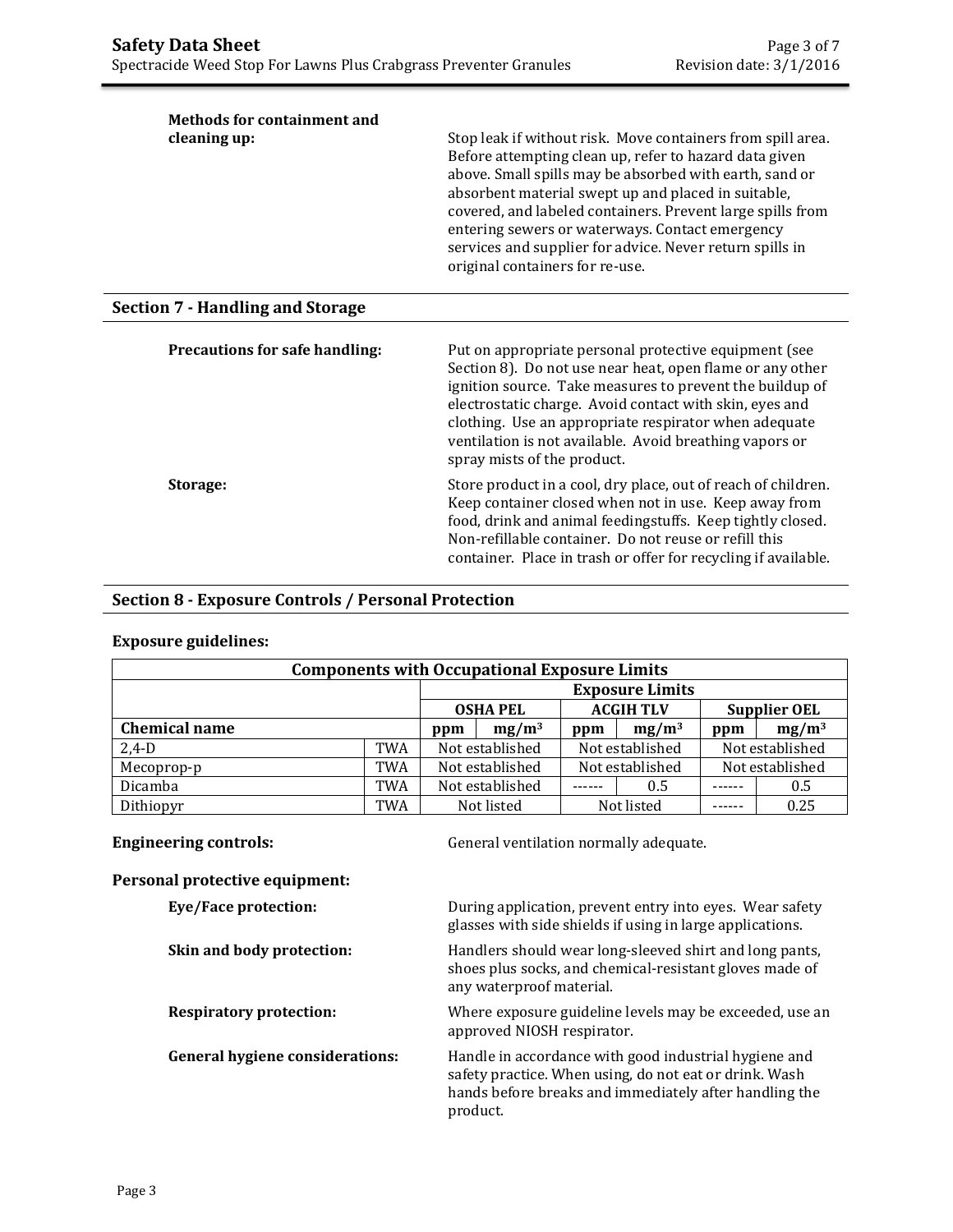**Methods for containment and cleaning up:** Stop leak if without risk. Move containers from spill area. Before attempting clean up, refer to hazard data given above. Small spills may be absorbed with earth, sand or absorbent material swept up and placed in suitable, covered, and labeled containers. Prevent large spills from entering sewers or waterways. Contact emergency services and supplier for advice. Never return spills in original containers for re-use.

## Section 7 - Handling and Storage

**Precautions for safe handling:** Put on appropriate personal protective equipment (see Section 8). Do not use near heat, open flame or any other ignition source. Take measures to prevent the buildup of electrostatic charge. Avoid contact with skin, eyes and clothing. Use an appropriate respirator when adequate ventilation is not available. Avoid breathing vapors or spray mists of the product.

**Storage:** Store product in a cool, dry place, out of reach of children. Keep container closed when not in use. Keep away from food, drink and animal feedingstuffs. Keep tightly closed. Non-refillable container. Do not reuse or refill this container. Place in trash or offer for recycling if available.

## Section 8 - Exposure Controls / Personal Protection

### Exposure guidelines:

| Components with Occupational Exposure Limits | | | | | | | |
|---|---|---|---|---|---|---|---|
| | | Exposure Limits | | | | | |
| | | OSHA PEL | | ACGIH TLV | | Supplier OEL | |
| **Chemical name** | | ppm | $mg/m^3$ | ppm | $mg/m^3$ | ppm | $mg/m^3$ |
| 2,4-D | TWA | Not established | | Not established | | Not established | |
| Mecoprop-p | TWA | Not established | | Not established | | Not established | |
| Dicamba | TWA | Not established | | ------ | 0.5 | ------ | 0.5 |
| Dithiopyr | TWA | Not listed | | Not listed | | ------ | 0.25 |

**Engineering controls:** General ventilation normally adequate.

**Personal protective equipment:**

**Eye/Face protection:** During application, prevent entry into eyes. Wear safety glasses with side shields if using in large applications.

**Skin and body protection:** Handlers should wear long-sleeved shirt and long pants, shoes plus socks, and chemical-resistant gloves made of any waterproof material.

**Respiratory protection:** Where exposure guideline levels may be exceeded, use an approved NIOSH respirator.

**General hygiene considerations:** Handle in accordance with good industrial hygiene and safety practice. When using, do not eat or drink. Wash hands before breaks and immediately after handling the product.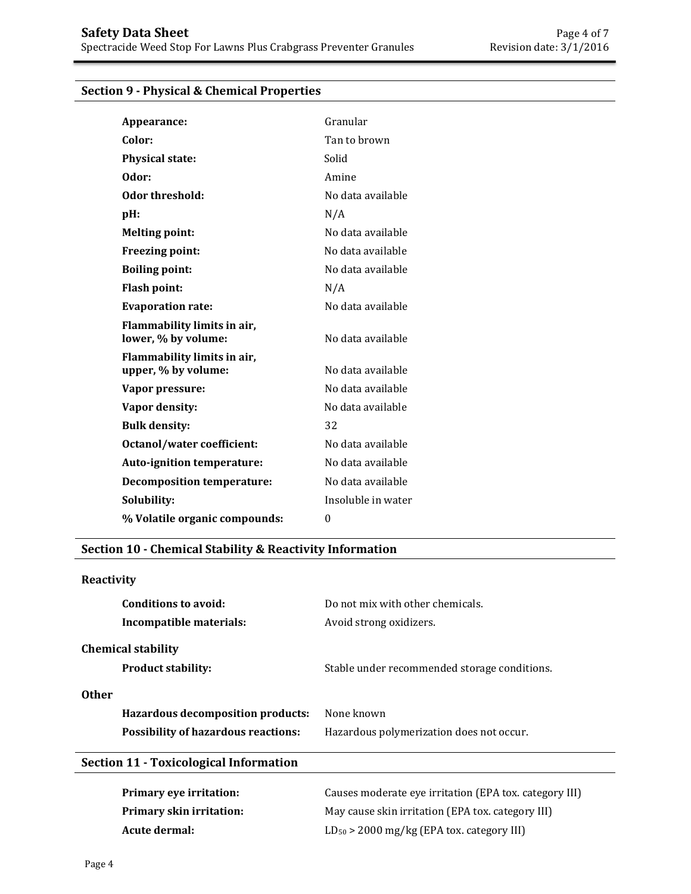## Section 9 - Physical & Chemical Properties

| | |
|---|---|
| **Appearance:** | Granular |
| **Color:** | Tan to brown |
| **Physical state:** | Solid |
| **Odor:** | Amine |
| **Odor threshold:** | No data available |
| **pH:** | N/A |
| **Melting point:** | No data available |
| **Freezing point:** | No data available |
| **Boiling point:** | No data available |
| **Flash point:** | N/A |
| **Evaporation rate:** | No data available |
| **Flammability limits in air, lower, % by volume:** | No data available |
| **Flammability limits in air, upper, % by volume:** | No data available |
| **Vapor pressure:** | No data available |
| **Vapor density:** | No data available |
| **Bulk density:** | 32 |
| **Octanol/water coefficient:** | No data available |
| **Auto-ignition temperature:** | No data available |
| **Decomposition temperature:** | No data available |
| **Solubility:** | Insoluble in water |
| **% Volatile organic compounds:** | 0 |

## Section 10 - Chemical Stability & Reactivity Information

### Reactivity

| | |
|---|---|
| **Conditions to avoid:** | Do not mix with other chemicals. |
| **Incompatible materials:** | Avoid strong oxidizers. |

### Chemical stability

| | |
|---|---|
| **Product stability:** | Stable under recommended storage conditions. |

### Other

| | |
|---|---|
| **Hazardous decomposition products:** | None known |
| **Possibility of hazardous reactions:** | Hazardous polymerization does not occur. |

## Section 11 - Toxicological Information

| | |
|---|---|
| **Primary eye irritation:** | Causes moderate eye irritation (EPA tox. category III) |
| **Primary skin irritation:** | May cause skin irritation (EPA tox. category III) |
| **Acute dermal:** | $LD_{50}$ > 2000 mg/kg (EPA tox. category III) |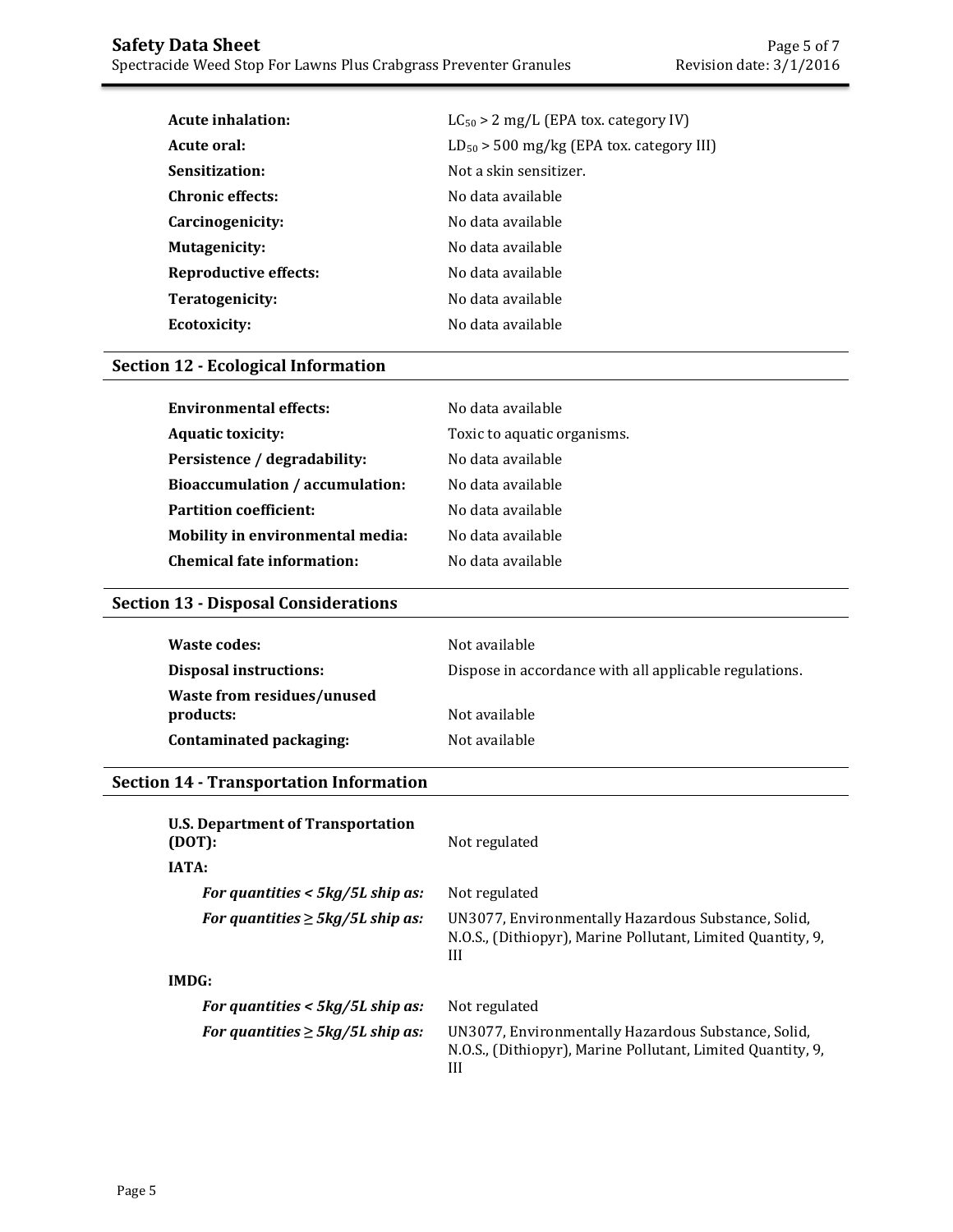| | |
|---|---|
| **Acute inhalation:** | $LC_{50}$ > 2 mg/L (EPA tox. category IV) |
| **Acute oral:** | $LD_{50}$ > 500 mg/kg (EPA tox. category III) |
| **Sensitization:** | Not a skin sensitizer. |
| **Chronic effects:** | No data available |
| **Carcinogenicity:** | No data available |
| **Mutagenicity:** | No data available |
| **Reproductive effects:** | No data available |
| **Teratogenicity:** | No data available |
| **Ecotoxicity:** | No data available |

## Section 12 - Ecological Information

| | |
|---|---|
| **Environmental effects:** | No data available |
| **Aquatic toxicity:** | Toxic to aquatic organisms. |
| **Persistence / degradability:** | No data available |
| **Bioaccumulation / accumulation:** | No data available |
| **Partition coefficient:** | No data available |
| **Mobility in environmental media:** | No data available |
| **Chemical fate information:** | No data available |

## Section 13 - Disposal Considerations

| | |
|---|---|
| **Waste codes:** | Not available |
| **Disposal instructions:** | Dispose in accordance with all applicable regulations. |
| **Waste from residues/unused products:** | Not available |
| **Contaminated packaging:** | Not available |

## Section 14 - Transportation Information

| | |
|---|---|
| **U.S. Department of Transportation (DOT):** | Not regulated |
| **IATA:** | |
| ***For quantities < 5kg/5L ship as:*** | Not regulated |
| ***For quantities ≥ 5kg/5L ship as:*** | UN3077, Environmentally Hazardous Substance, Solid, N.O.S., (Dithiopyr), Marine Pollutant, Limited Quantity, 9, III |
| **IMDG:** | |
| ***For quantities < 5kg/5L ship as:*** | Not regulated |
| ***For quantities ≥ 5kg/5L ship as:*** | UN3077, Environmentally Hazardous Substance, Solid, N.O.S., (Dithiopyr), Marine Pollutant, Limited Quantity, 9, III |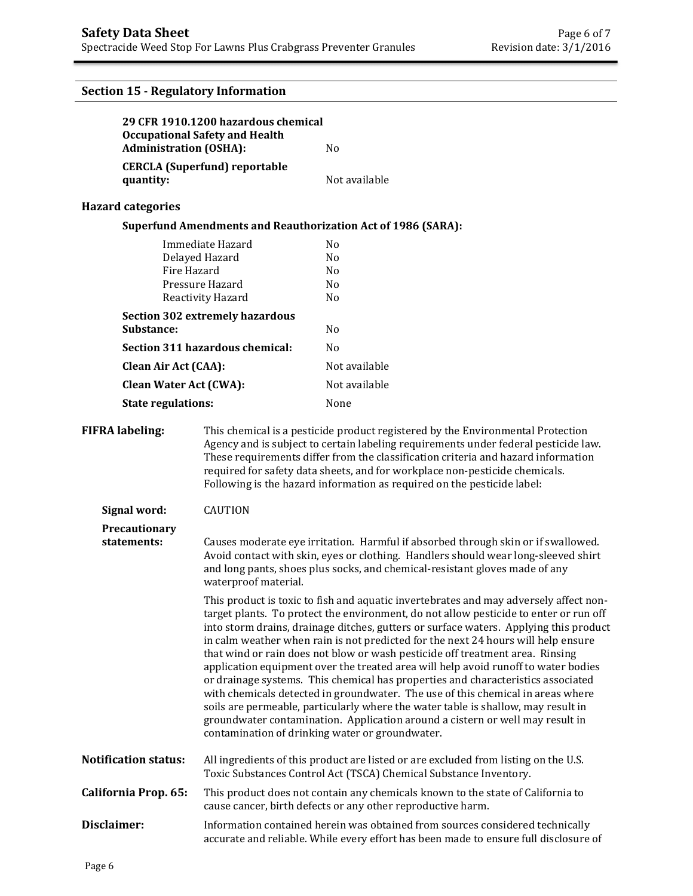## Section 15 - Regulatory Information

| | |
|---|---|
| **29 CFR 1910.1200 hazardous chemical Occupational Safety and Health Administration (OSHA):** | No |
| **CERCLA (Superfund) reportable quantity:** | Not available |

### Hazard categories

**Superfund Amendments and Reauthorization Act of 1986 (SARA):**

| | |
|---|---|
| Immediate Hazard | No |
| Delayed Hazard | No |
| Fire Hazard | No |
| Pressure Hazard | No |
| Reactivity Hazard | No |

| | |
|---|---|
| **Section 302 extremely hazardous Substance:** | No |
| **Section 311 hazardous chemical:** | No |
| **Clean Air Act (CAA):** | Not available |
| **Clean Water Act (CWA):** | Not available |
| **State regulations:** | None |

**FIFRA labeling:** This chemical is a pesticide product registered by the Environmental Protection Agency and is subject to certain labeling requirements under federal pesticide law. These requirements differ from the classification criteria and hazard information required for safety data sheets, and for workplace non-pesticide chemicals. Following is the hazard information as required on the pesticide label:

**Signal word:** CAUTION

**Precautionary statements:** Causes moderate eye irritation. Harmful if absorbed through skin or if swallowed. Avoid contact with skin, eyes or clothing. Handlers should wear long-sleeved shirt and long pants, shoes plus socks, and chemical-resistant gloves made of any waterproof material.

This product is toxic to fish and aquatic invertebrates and may adversely affect non-target plants. To protect the environment, do not allow pesticide to enter or run off into storm drains, drainage ditches, gutters or surface waters. Applying this product in calm weather when rain is not predicted for the next 24 hours will help ensure that wind or rain does not blow or wash pesticide off treatment area. Rinsing application equipment over the treated area will help avoid runoff to water bodies or drainage systems. This chemical has properties and characteristics associated with chemicals detected in groundwater. The use of this chemical in areas where soils are permeable, particularly where the water table is shallow, may result in groundwater contamination. Application around a cistern or well may result in contamination of drinking water or groundwater.

**Notification status:** All ingredients of this product are listed or are excluded from listing on the U.S. Toxic Substances Control Act (TSCA) Chemical Substance Inventory.

**California Prop. 65:** This product does not contain any chemicals known to the state of California to cause cancer, birth defects or any other reproductive harm.

**Disclaimer:** Information contained herein was obtained from sources considered technically accurate and reliable. While every effort has been made to ensure full disclosure of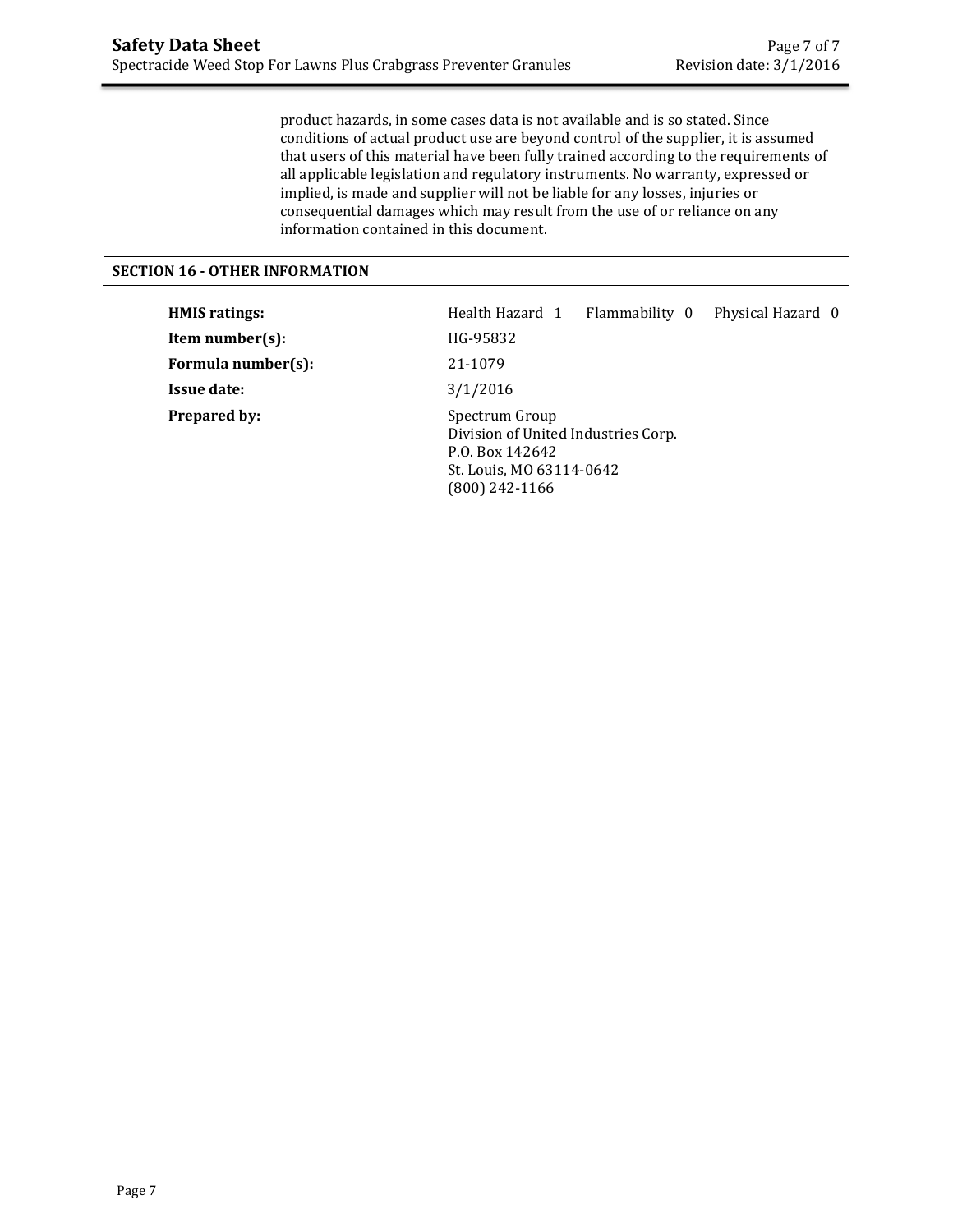product hazards, in some cases data is not available and is so stated. Since conditions of actual product use are beyond control of the supplier, it is assumed that users of this material have been fully trained according to the requirements of all applicable legislation and regulatory instruments. No warranty, expressed or implied, is made and supplier will not be liable for any losses, injuries or consequential damages which may result from the use of or reliance on any information contained in this document.

## SECTION 16 - OTHER INFORMATION

**HMIS ratings:** Health Hazard 1 Flammability 0 Physical Hazard 0

**Item number(s):** HG-95832

**Formula number(s):** 21-1079

**Issue date:** 3/1/2016

**Prepared by:** Spectrum Group
Division of United Industries Corp.
P.O. Box 142642
St. Louis, MO 63114-0642
(800) 242-1166